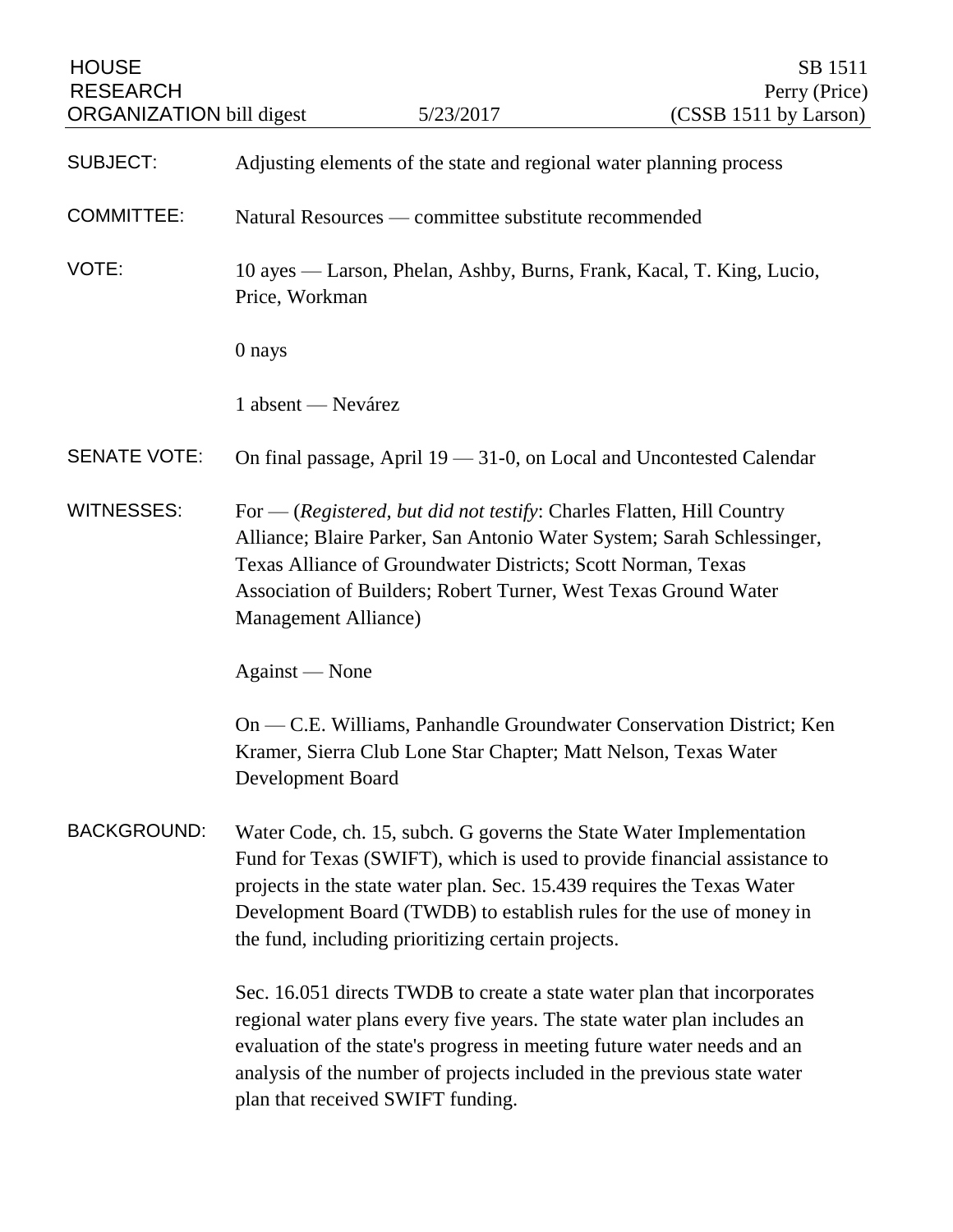HOUSE RESEARCH ORGANIZATION bill digest — 5/23/2017

SB 1511
Perry (Price)
(CSSB 1511 by Larson)

**SUBJECT:** Adjusting elements of the state and regional water planning process

**COMMITTEE:** Natural Resources — committee substitute recommended

**VOTE:** 10 ayes — Larson, Phelan, Ashby, Burns, Frank, Kacal, T. King, Lucio, Price, Workman

0 nays

1 absent — Nevárez

**SENATE VOTE:** On final passage, April 19 — 31-0, on Local and Uncontested Calendar

**WITNESSES:** For — (*Registered, but did not testify*: Charles Flatten, Hill Country Alliance; Blaire Parker, San Antonio Water System; Sarah Schlessinger, Texas Alliance of Groundwater Districts; Scott Norman, Texas Association of Builders; Robert Turner, West Texas Ground Water Management Alliance)

Against — None

On — C.E. Williams, Panhandle Groundwater Conservation District; Ken Kramer, Sierra Club Lone Star Chapter; Matt Nelson, Texas Water Development Board

**BACKGROUND:** Water Code, ch. 15, subch. G governs the State Water Implementation Fund for Texas (SWIFT), which is used to provide financial assistance to projects in the state water plan. Sec. 15.439 requires the Texas Water Development Board (TWDB) to establish rules for the use of money in the fund, including prioritizing certain projects.

Sec. 16.051 directs TWDB to create a state water plan that incorporates regional water plans every five years. The state water plan includes an evaluation of the state's progress in meeting future water needs and an analysis of the number of projects included in the previous state water plan that received SWIFT funding.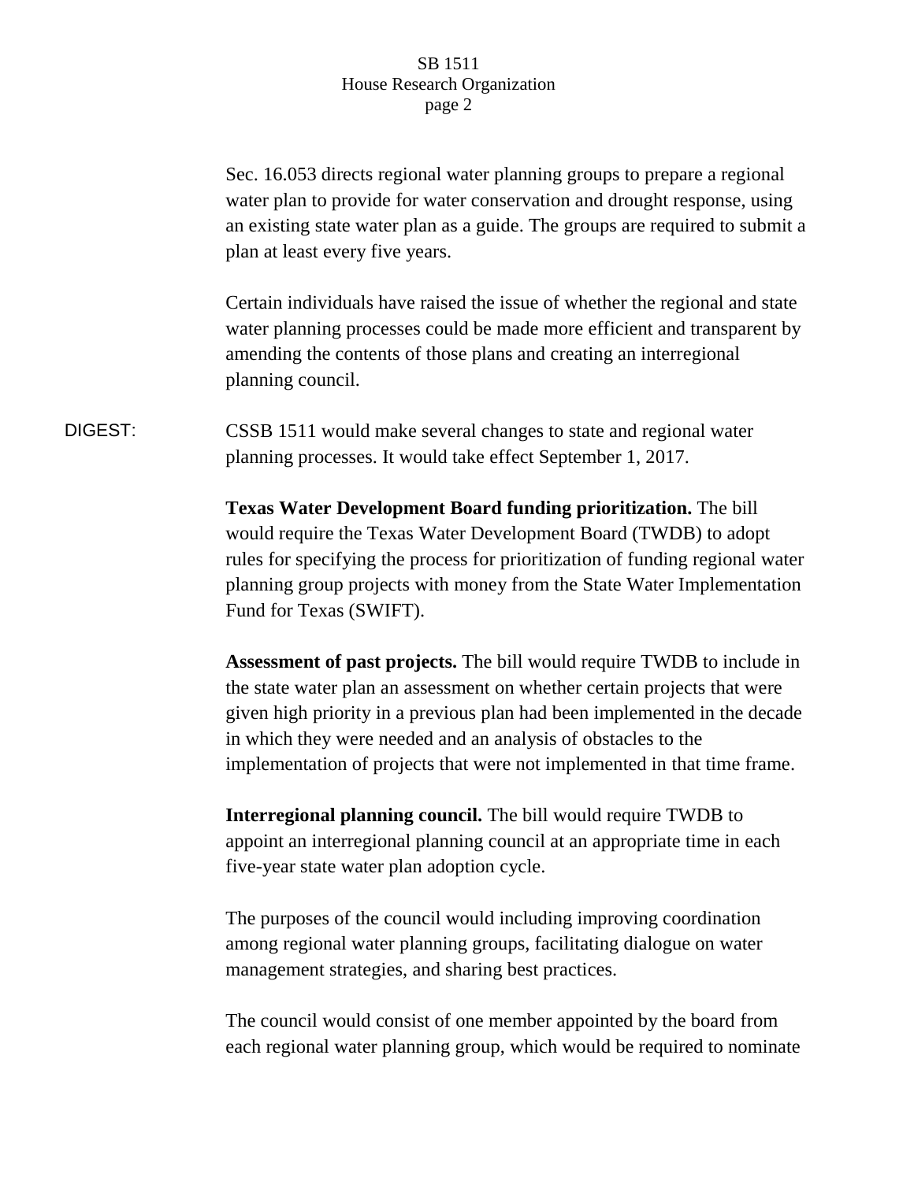Sec. 16.053 directs regional water planning groups to prepare a regional water plan to provide for water conservation and drought response, using an existing state water plan as a guide. The groups are required to submit a plan at least every five years.

Certain individuals have raised the issue of whether the regional and state water planning processes could be made more efficient and transparent by amending the contents of those plans and creating an interregional planning council.

DIGEST: CSSB 1511 would make several changes to state and regional water planning processes. It would take effect September 1, 2017.

**Texas Water Development Board funding prioritization.** The bill would require the Texas Water Development Board (TWDB) to adopt rules for specifying the process for prioritization of funding regional water planning group projects with money from the State Water Implementation Fund for Texas (SWIFT).

**Assessment of past projects.** The bill would require TWDB to include in the state water plan an assessment on whether certain projects that were given high priority in a previous plan had been implemented in the decade in which they were needed and an analysis of obstacles to the implementation of projects that were not implemented in that time frame.

**Interregional planning council.** The bill would require TWDB to appoint an interregional planning council at an appropriate time in each five-year state water plan adoption cycle.

The purposes of the council would including improving coordination among regional water planning groups, facilitating dialogue on water management strategies, and sharing best practices.

The council would consist of one member appointed by the board from each regional water planning group, which would be required to nominate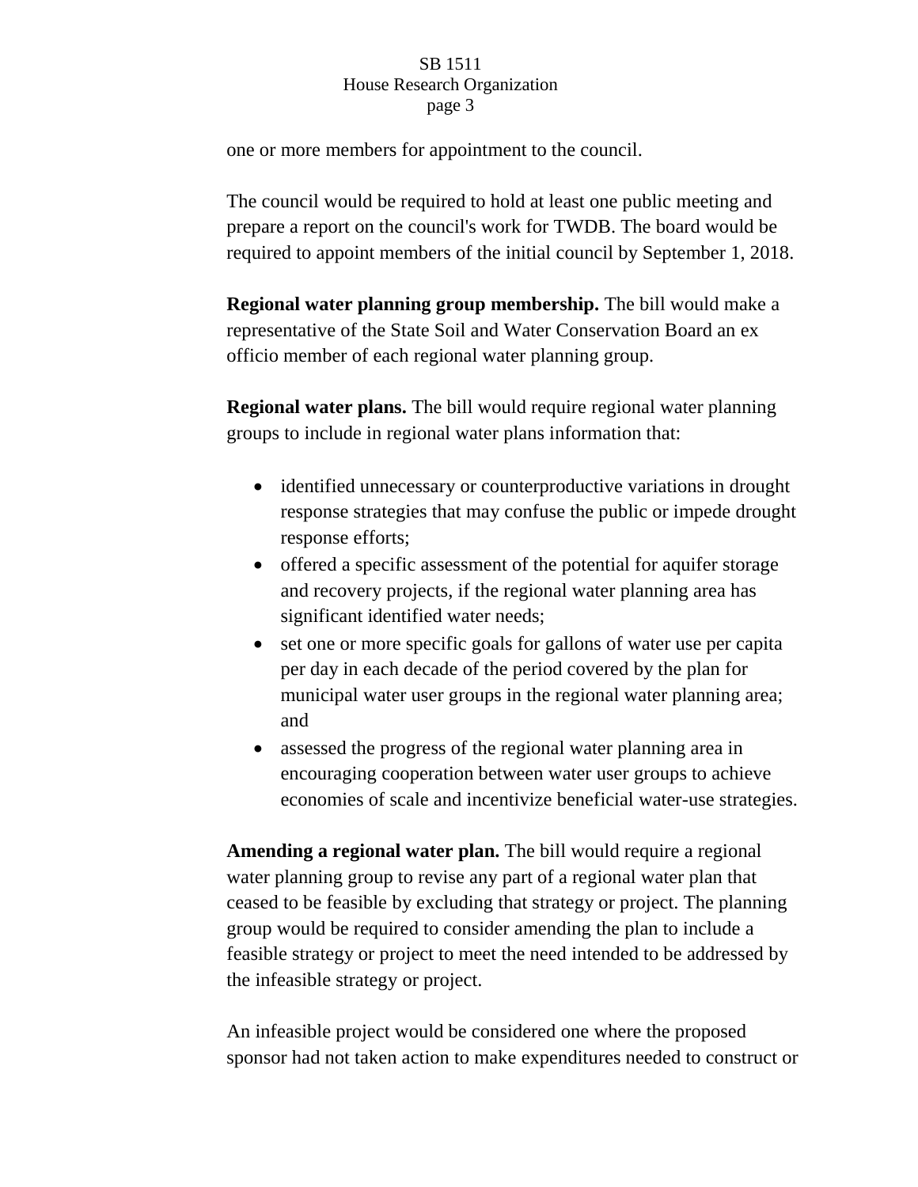one or more members for appointment to the council.

The council would be required to hold at least one public meeting and prepare a report on the council's work for TWDB. The board would be required to appoint members of the initial council by September 1, 2018.

**Regional water planning group membership.** The bill would make a representative of the State Soil and Water Conservation Board an ex officio member of each regional water planning group.

**Regional water plans.** The bill would require regional water planning groups to include in regional water plans information that:

- identified unnecessary or counterproductive variations in drought response strategies that may confuse the public or impede drought response efforts;
- offered a specific assessment of the potential for aquifer storage and recovery projects, if the regional water planning area has significant identified water needs;
- set one or more specific goals for gallons of water use per capita per day in each decade of the period covered by the plan for municipal water user groups in the regional water planning area; and
- assessed the progress of the regional water planning area in encouraging cooperation between water user groups to achieve economies of scale and incentivize beneficial water-use strategies.

**Amending a regional water plan.** The bill would require a regional water planning group to revise any part of a regional water plan that ceased to be feasible by excluding that strategy or project. The planning group would be required to consider amending the plan to include a feasible strategy or project to meet the need intended to be addressed by the infeasible strategy or project.

An infeasible project would be considered one where the proposed sponsor had not taken action to make expenditures needed to construct or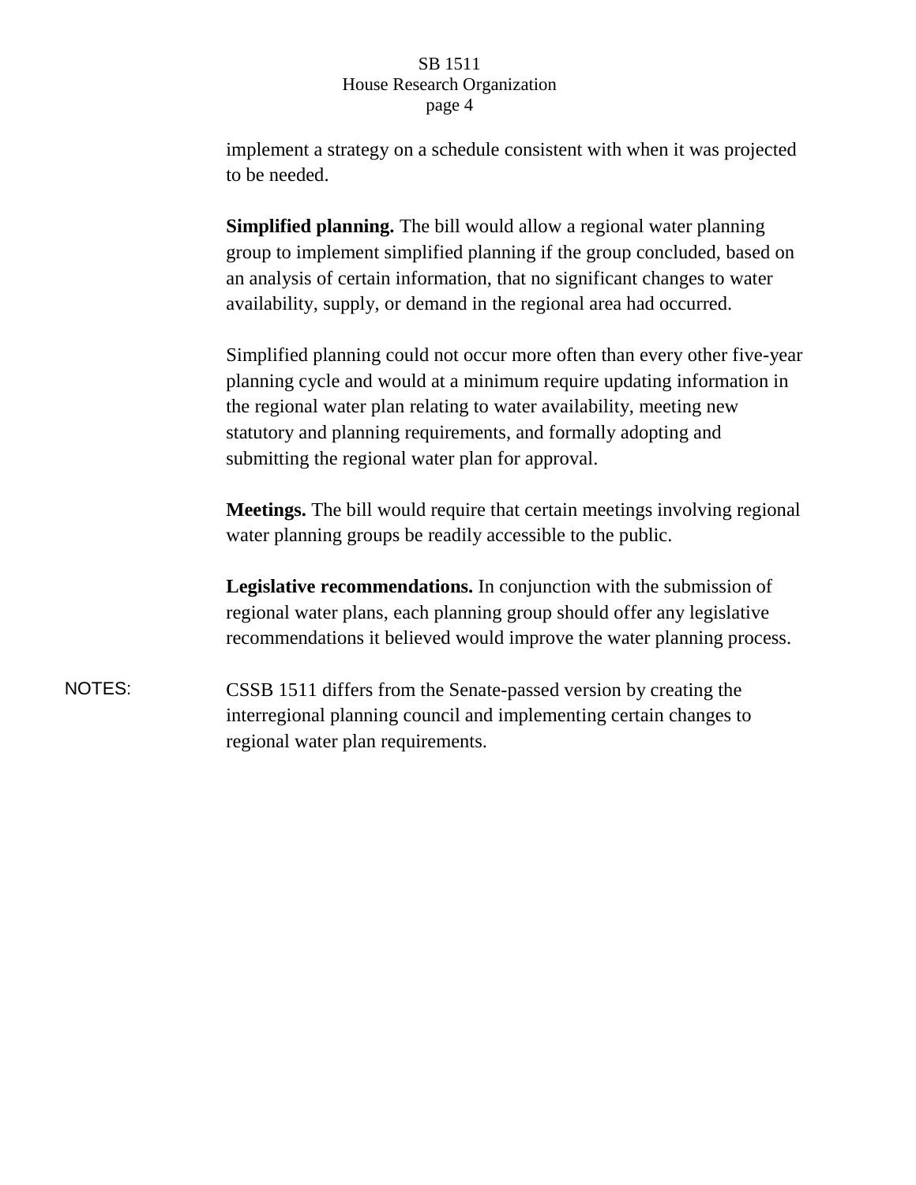implement a strategy on a schedule consistent with when it was projected to be needed.

**Simplified planning.** The bill would allow a regional water planning group to implement simplified planning if the group concluded, based on an analysis of certain information, that no significant changes to water availability, supply, or demand in the regional area had occurred.

Simplified planning could not occur more often than every other five-year planning cycle and would at a minimum require updating information in the regional water plan relating to water availability, meeting new statutory and planning requirements, and formally adopting and submitting the regional water plan for approval.

**Meetings.** The bill would require that certain meetings involving regional water planning groups be readily accessible to the public.

**Legislative recommendations.** In conjunction with the submission of regional water plans, each planning group should offer any legislative recommendations it believed would improve the water planning process.

NOTES: CSSB 1511 differs from the Senate-passed version by creating the interregional planning council and implementing certain changes to regional water plan requirements.